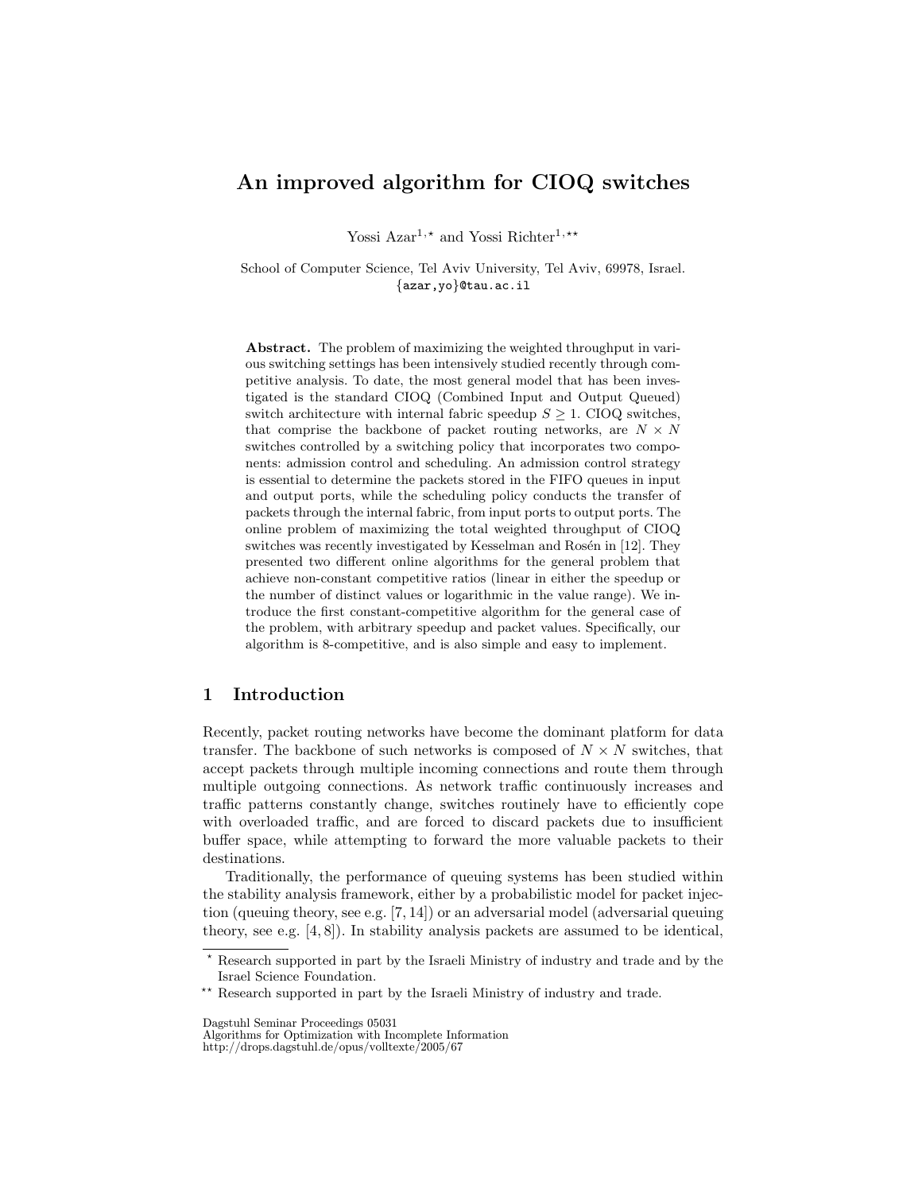# An improved algorithm for CIOQ switches

Yossi Azar[1,⋆] and Yossi Richter[1,⋆⋆]

School of Computer Science, Tel Aviv University, Tel Aviv, 69978, Israel.
{azar,yo}@tau.ac.il

**Abstract.** The problem of maximizing the weighted throughput in various switching settings has been intensively studied recently through competitive analysis. To date, the most general model that has been investigated is the standard CIOQ (Combined Input and Output Queued) switch architecture with internal fabric speedup $S \geq 1$. CIOQ switches, that comprise the backbone of packet routing networks, are $N \times N$ switches controlled by a switching policy that incorporates two components: admission control and scheduling. An admission control strategy is essential to determine the packets stored in the FIFO queues in input and output ports, while the scheduling policy conducts the transfer of packets through the internal fabric, from input ports to output ports. The online problem of maximizing the total weighted throughput of CIOQ switches was recently investigated by Kesselman and Rosén in [12]. They presented two different online algorithms for the general problem that achieve non-constant competitive ratios (linear in either the speedup or the number of distinct values or logarithmic in the value range). We introduce the first constant-competitive algorithm for the general case of the problem, with arbitrary speedup and packet values. Specifically, our algorithm is 8-competitive, and is also simple and easy to implement.

## 1 Introduction

Recently, packet routing networks have become the dominant platform for data transfer. The backbone of such networks is composed of $N \times N$ switches, that accept packets through multiple incoming connections and route them through multiple outgoing connections. As network traffic continuously increases and traffic patterns constantly change, switches routinely have to efficiently cope with overloaded traffic, and are forced to discard packets due to insufficient buffer space, while attempting to forward the more valuable packets to their destinations.

Traditionally, the performance of queuing systems has been studied within the stability analysis framework, either by a probabilistic model for packet injection (queuing theory, see e.g. [7, 14]) or an adversarial model (adversarial queuing theory, see e.g. [4, 8]). In stability analysis packets are assumed to be identical,

⋆ Research supported in part by the Israeli Ministry of industry and trade and by the Israel Science Foundation.

⋆⋆ Research supported in part by the Israeli Ministry of industry and trade.

Dagstuhl Seminar Proceedings 05031
Algorithms for Optimization with Incomplete Information
http://drops.dagstuhl.de/opus/volltexte/2005/67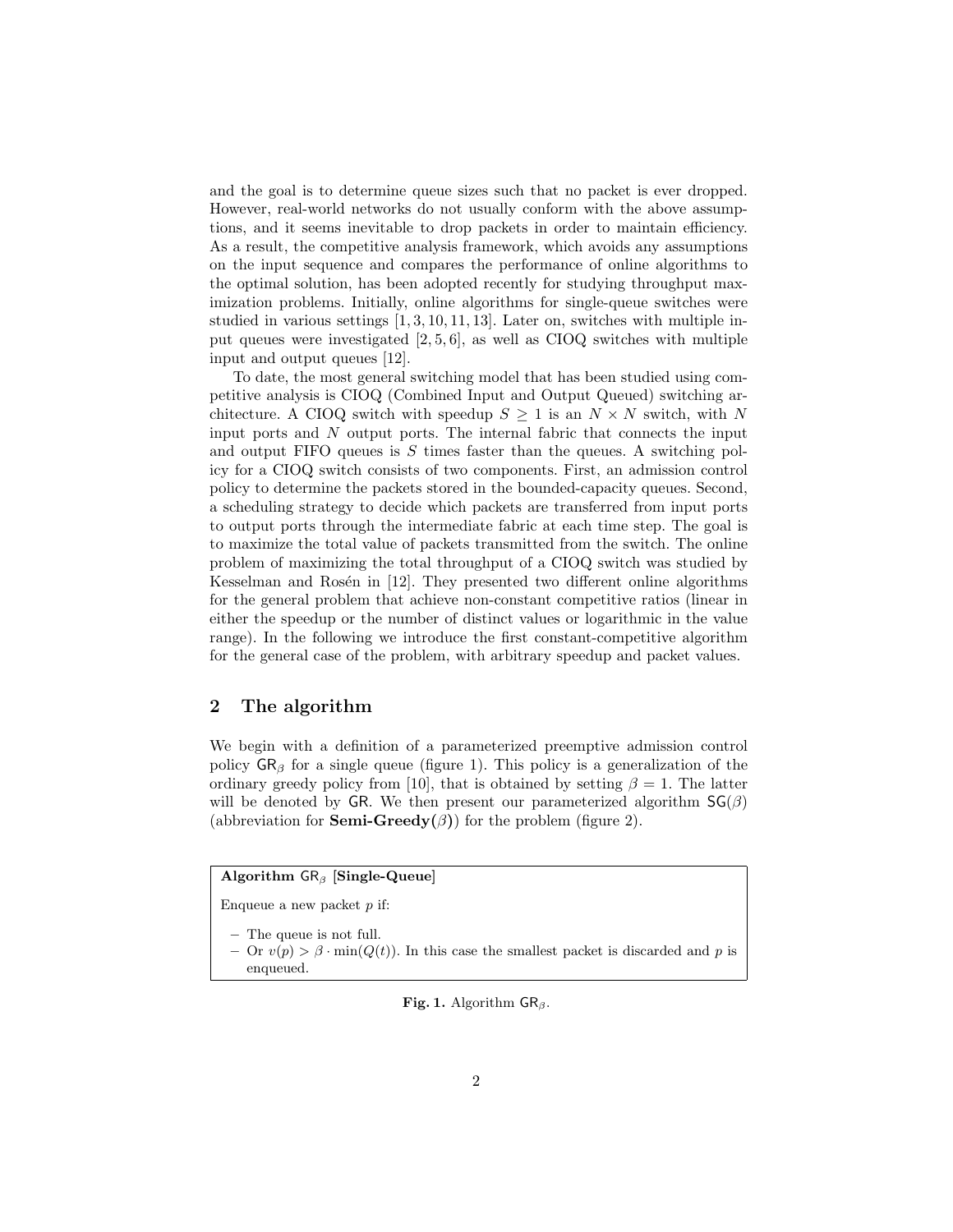and the goal is to determine queue sizes such that no packet is ever dropped. However, real-world networks do not usually conform with the above assumptions, and it seems inevitable to drop packets in order to maintain efficiency. As a result, the competitive analysis framework, which avoids any assumptions on the input sequence and compares the performance of online algorithms to the optimal solution, has been adopted recently for studying throughput maximization problems. Initially, online algorithms for single-queue switches were studied in various settings [1, 3, 10, 11, 13]. Later on, switches with multiple input queues were investigated [2, 5, 6], as well as CIOQ switches with multiple input and output queues [12].

To date, the most general switching model that has been studied using competitive analysis is CIOQ (Combined Input and Output Queued) switching architecture. A CIOQ switch with speedup $S \geq 1$ is an $N \times N$ switch, with $N$ input ports and $N$ output ports. The internal fabric that connects the input and output FIFO queues is $S$ times faster than the queues. A switching policy for a CIOQ switch consists of two components. First, an admission control policy to determine the packets stored in the bounded-capacity queues. Second, a scheduling strategy to decide which packets are transferred from input ports to output ports through the intermediate fabric at each time step. The goal is to maximize the total value of packets transmitted from the switch. The online problem of maximizing the total throughput of a CIOQ switch was studied by Kesselman and Rosén in [12]. They presented two different online algorithms for the general problem that achieve non-constant competitive ratios (linear in either the speedup or the number of distinct values or logarithmic in the value range). In the following we introduce the first constant-competitive algorithm for the general case of the problem, with arbitrary speedup and packet values.

## 2 The algorithm

We begin with a definition of a parameterized preemptive admission control policy $\mathsf{GR}_\beta$ for a single queue (figure 1). This policy is a generalization of the ordinary greedy policy from [10], that is obtained by setting $\beta = 1$. The latter will be denoted by $\mathsf{GR}$. We then present our parameterized algorithm $\mathsf{SG}(\beta)$ (abbreviation for **Semi-Greedy($\beta$)**) for the problem (figure 2).

**Algorithm $\mathsf{GR}_\beta$ [Single-Queue]**

Enqueue a new packet $p$ if:

- The queue is not full.
- Or $v(p) > \beta \cdot \min(Q(t))$. In this case the smallest packet is discarded and $p$ is enqueued.

**Fig. 1.** Algorithm $\mathsf{GR}_\beta$.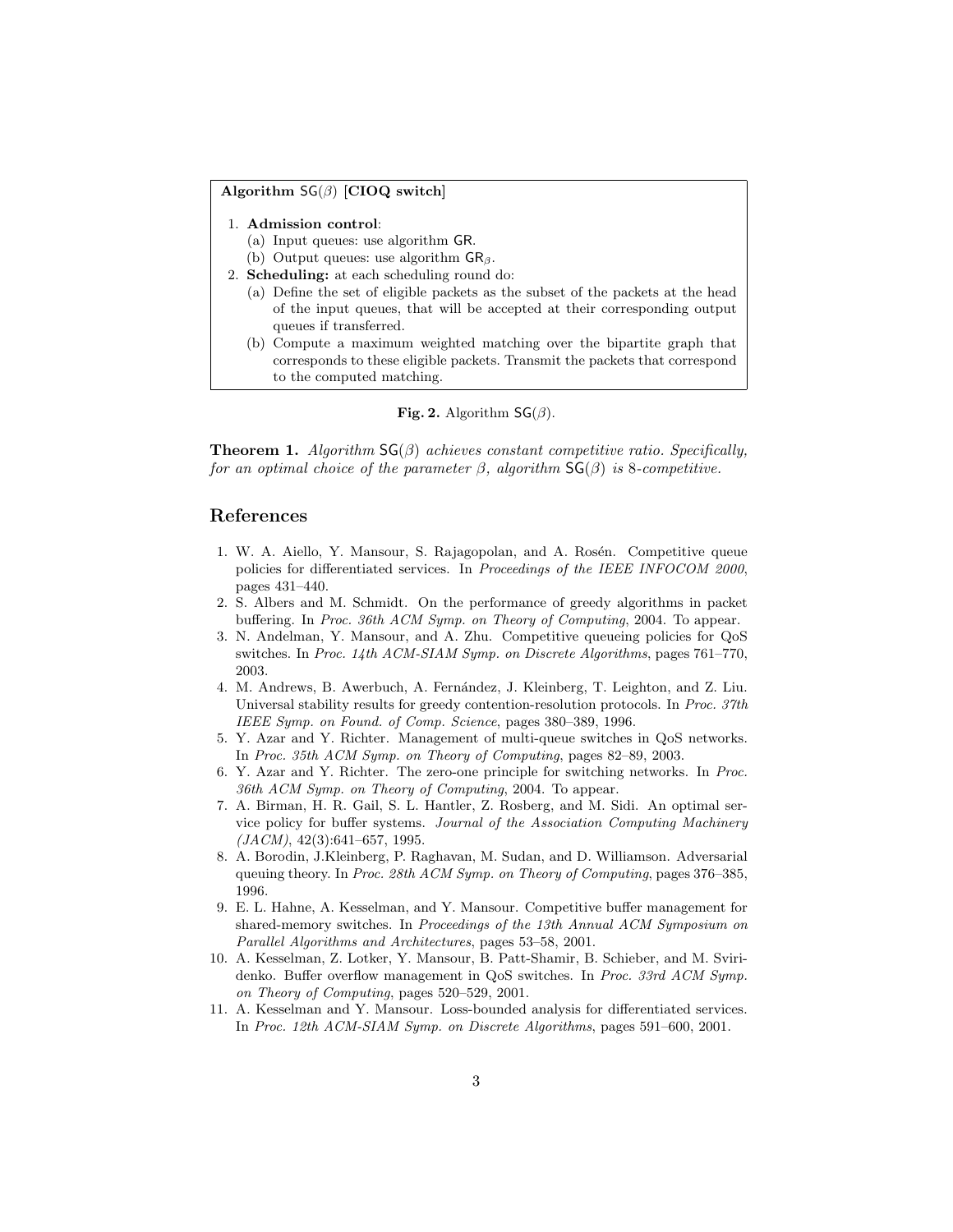**Algorithm SG($\beta$) [CIOQ switch]**

1. **Admission control**:
   (a) Input queues: use algorithm GR.
   (b) Output queues: use algorithm $\mathsf{GR}_\beta$.
2. **Scheduling:** at each scheduling round do:
   (a) Define the set of eligible packets as the subset of the packets at the head of the input queues, that will be accepted at their corresponding output queues if transferred.
   (b) Compute a maximum weighted matching over the bipartite graph that corresponds to these eligible packets. Transmit the packets that correspond to the computed matching.

**Fig. 2.** Algorithm SG($\beta$).

**Theorem 1.** *Algorithm SG($\beta$) achieves constant competitive ratio. Specifically, for an optimal choice of the parameter $\beta$, algorithm SG($\beta$) is 8-competitive.*

## References

1. W. A. Aiello, Y. Mansour, S. Rajagopolan, and A. Rosén. Competitive queue policies for differentiated services. In *Proceedings of the IEEE INFOCOM 2000*, pages 431–440.
2. S. Albers and M. Schmidt. On the performance of greedy algorithms in packet buffering. In *Proc. 36th ACM Symp. on Theory of Computing*, 2004. To appear.
3. N. Andelman, Y. Mansour, and A. Zhu. Competitive queueing policies for QoS switches. In *Proc. 14th ACM-SIAM Symp. on Discrete Algorithms*, pages 761–770, 2003.
4. M. Andrews, B. Awerbuch, A. Fernández, J. Kleinberg, T. Leighton, and Z. Liu. Universal stability results for greedy contention-resolution protocols. In *Proc. 37th IEEE Symp. on Found. of Comp. Science*, pages 380–389, 1996.
5. Y. Azar and Y. Richter. Management of multi-queue switches in QoS networks. In *Proc. 35th ACM Symp. on Theory of Computing*, pages 82–89, 2003.
6. Y. Azar and Y. Richter. The zero-one principle for switching networks. In *Proc. 36th ACM Symp. on Theory of Computing*, 2004. To appear.
7. A. Birman, H. R. Gail, S. L. Hantler, Z. Rosberg, and M. Sidi. An optimal service policy for buffer systems. *Journal of the Association Computing Machinery (JACM)*, 42(3):641–657, 1995.
8. A. Borodin, J.Kleinberg, P. Raghavan, M. Sudan, and D. Williamson. Adversarial queuing theory. In *Proc. 28th ACM Symp. on Theory of Computing*, pages 376–385, 1996.
9. E. L. Hahne, A. Kesselman, and Y. Mansour. Competitive buffer management for shared-memory switches. In *Proceedings of the 13th Annual ACM Symposium on Parallel Algorithms and Architectures*, pages 53–58, 2001.
10. A. Kesselman, Z. Lotker, Y. Mansour, B. Patt-Shamir, B. Schieber, and M. Sviridenko. Buffer overflow management in QoS switches. In *Proc. 33rd ACM Symp. on Theory of Computing*, pages 520–529, 2001.
11. A. Kesselman and Y. Mansour. Loss-bounded analysis for differentiated services. In *Proc. 12th ACM-SIAM Symp. on Discrete Algorithms*, pages 591–600, 2001.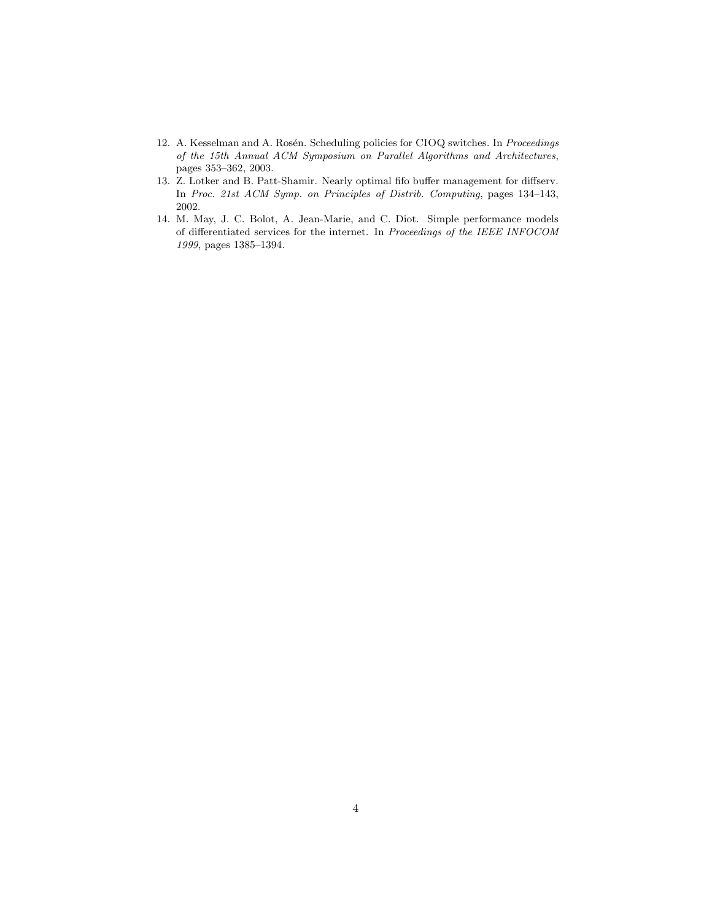12. A. Kesselman and A. Rosén. Scheduling policies for CIOQ switches. In *Proceedings of the 15th Annual ACM Symposium on Parallel Algorithms and Architectures*, pages 353–362, 2003.
13. Z. Lotker and B. Patt-Shamir. Nearly optimal fifo buffer management for diffserv. In *Proc. 21st ACM Symp. on Principles of Distrib. Computing*, pages 134–143, 2002.
14. M. May, J. C. Bolot, A. Jean-Marie, and C. Diot. Simple performance models of differentiated services for the internet. In *Proceedings of the IEEE INFOCOM 1999*, pages 1385–1394.